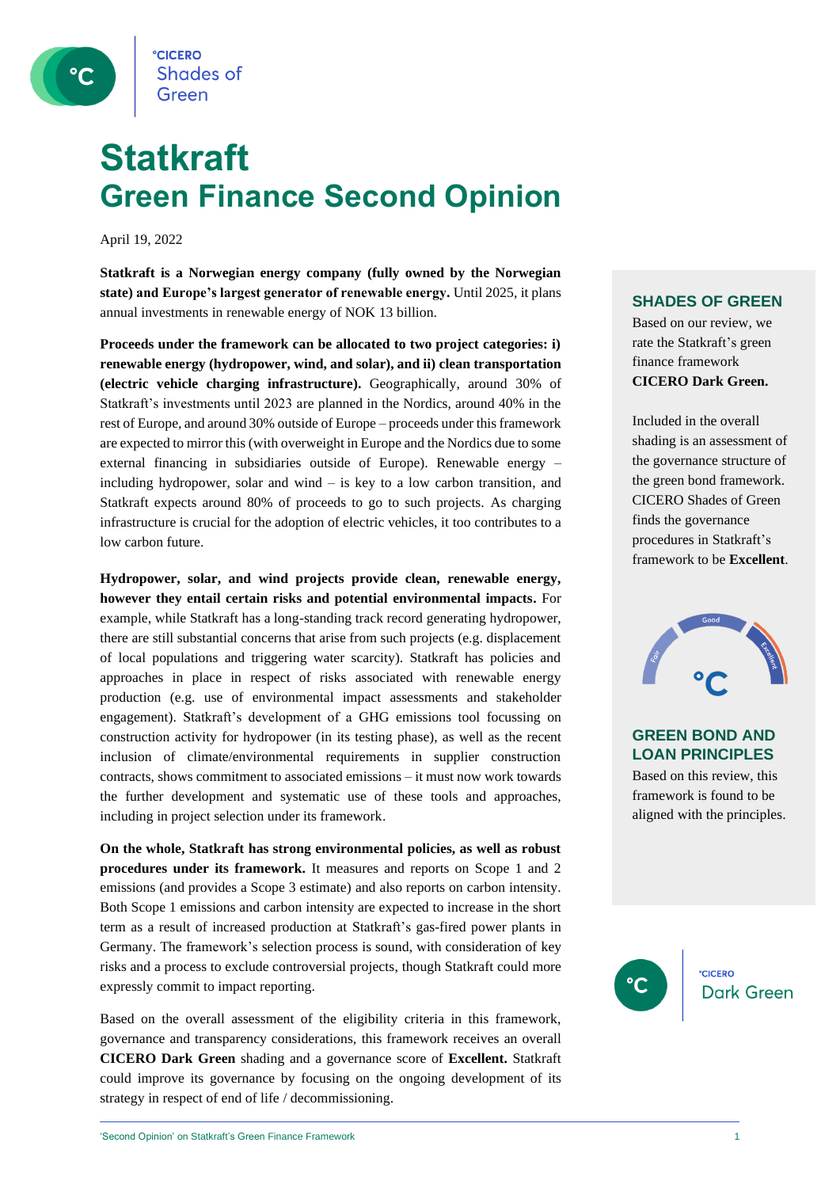# Statkraft
## Green Finance Second Opinion

April 19, 2022

**Statkraft is a Norwegian energy company (fully owned by the Norwegian state) and Europe's largest generator of renewable energy.** Until 2025, it plans annual investments in renewable energy of NOK 13 billion.

**Proceeds under the framework can be allocated to two project categories: i) renewable energy (hydropower, wind, and solar), and ii) clean transportation (electric vehicle charging infrastructure).** Geographically, around 30% of Statkraft's investments until 2023 are planned in the Nordics, around 40% in the rest of Europe, and around 30% outside of Europe – proceeds under this framework are expected to mirror this (with overweight in Europe and the Nordics due to some external financing in subsidiaries outside of Europe). Renewable energy – including hydropower, solar and wind – is key to a low carbon transition, and Statkraft expects around 80% of proceeds to go to such projects. As charging infrastructure is crucial for the adoption of electric vehicles, it too contributes to a low carbon future.

**Hydropower, solar, and wind projects provide clean, renewable energy, however they entail certain risks and potential environmental impacts.** For example, while Statkraft has a long-standing track record generating hydropower, there are still substantial concerns that arise from such projects (e.g. displacement of local populations and triggering water scarcity). Statkraft has policies and approaches in place in respect of risks associated with renewable energy production (e.g. use of environmental impact assessments and stakeholder engagement). Statkraft's development of a GHG emissions tool focussing on construction activity for hydropower (in its testing phase), as well as the recent inclusion of climate/environmental requirements in supplier construction contracts, shows commitment to associated emissions – it must now work towards the further development and systematic use of these tools and approaches, including in project selection under its framework.

**On the whole, Statkraft has strong environmental policies, as well as robust procedures under its framework.** It measures and reports on Scope 1 and 2 emissions (and provides a Scope 3 estimate) and also reports on carbon intensity. Both Scope 1 emissions and carbon intensity are expected to increase in the short term as a result of increased production at Statkraft's gas-fired power plants in Germany. The framework's selection process is sound, with consideration of key risks and a process to exclude controversial projects, though Statkraft could more expressly commit to impact reporting.

Based on the overall assessment of the eligibility criteria in this framework, governance and transparency considerations, this framework receives an overall **CICERO Dark Green** shading and a governance score of **Excellent.** Statkraft could improve its governance by focusing on the ongoing development of its strategy in respect of end of life / decommissioning.

### SHADES OF GREEN

Based on our review, we rate the Statkraft's green finance framework **CICERO Dark Green.**

Included in the overall shading is an assessment of the governance structure of the green bond framework. CICERO Shades of Green finds the governance procedures in Statkraft's framework to be **Excellent**.

### GREEN BOND AND LOAN PRINCIPLES

Based on this review, this framework is found to be aligned with the principles.

°CICERO Dark Green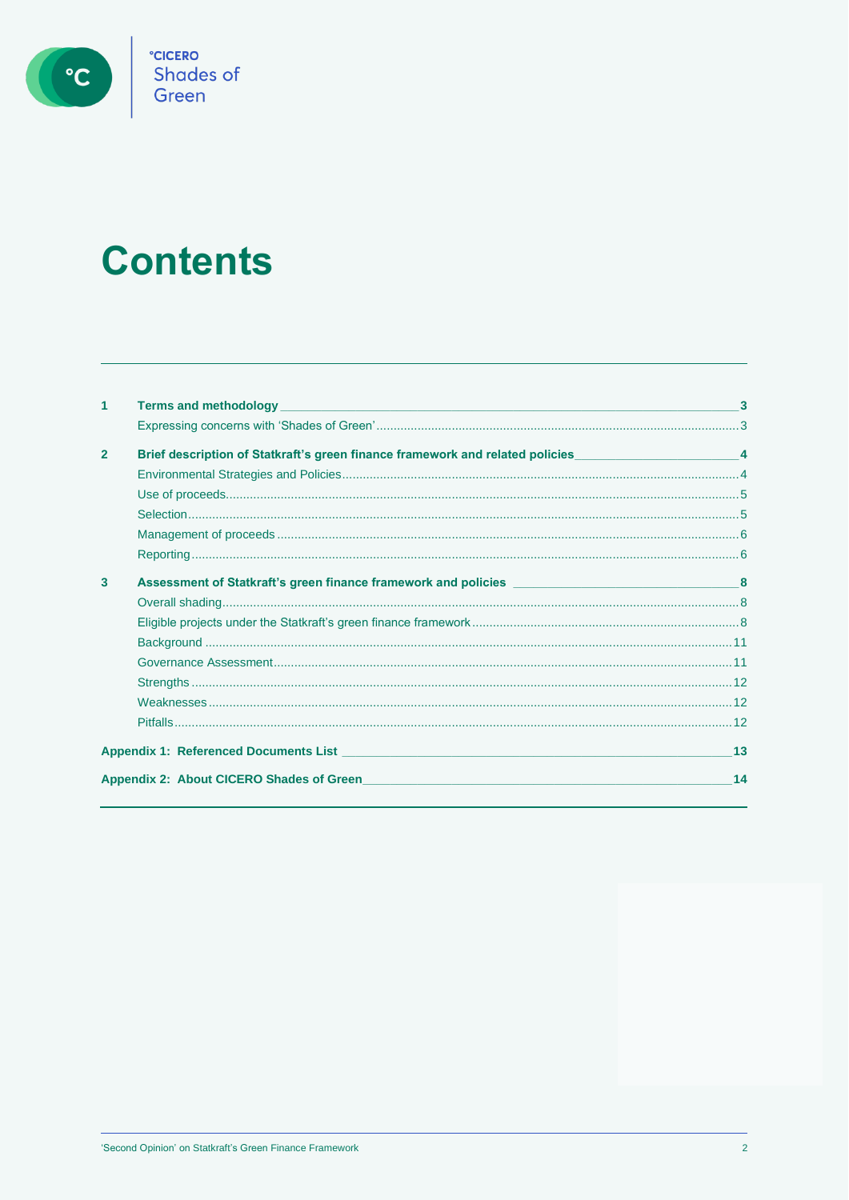# Contents

| | | |
|---|---|---|
| **1** | **Terms and methodology** | **3** |
| | Expressing concerns with 'Shades of Green' | 3 |
| **2** | **Brief description of Statkraft's green finance framework and related policies** | **4** |
| | Environmental Strategies and Policies | 4 |
| | Use of proceeds | 5 |
| | Selection | 5 |
| | Management of proceeds | 6 |
| | Reporting | 6 |
| **3** | **Assessment of Statkraft's green finance framework and policies** | **8** |
| | Overall shading | 8 |
| | Eligible projects under the Statkraft's green finance framework | 8 |
| | Background | 11 |
| | Governance Assessment | 11 |
| | Strengths | 12 |
| | Weaknesses | 12 |
| | Pitfalls | 12 |
| **Appendix 1:** | **Referenced Documents List** | **13** |
| **Appendix 2:** | **About CICERO Shades of Green** | **14** |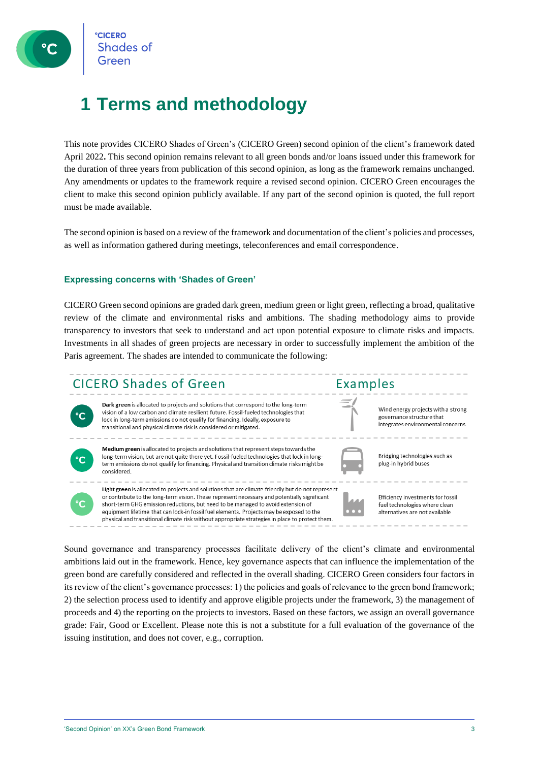# 1 Terms and methodology

This note provides CICERO Shades of Green's (CICERO Green) second opinion of the client's framework dated April 2022**.** This second opinion remains relevant to all green bonds and/or loans issued under this framework for the duration of three years from publication of this second opinion, as long as the framework remains unchanged. Any amendments or updates to the framework require a revised second opinion. CICERO Green encourages the client to make this second opinion publicly available. If any part of the second opinion is quoted, the full report must be made available.

The second opinion is based on a review of the framework and documentation of the client's policies and processes, as well as information gathered during meetings, teleconferences and email correspondence.

### Expressing concerns with 'Shades of Green'

CICERO Green second opinions are graded dark green, medium green or light green, reflecting a broad, qualitative review of the climate and environmental risks and ambitions. The shading methodology aims to provide transparency to investors that seek to understand and act upon potential exposure to climate risks and impacts. Investments in all shades of green projects are necessary in order to successfully implement the ambition of the Paris agreement. The shades are intended to communicate the following:

| CICERO Shades of Green | Examples |
|---|---|
| **Dark green** is allocated to projects and solutions that correspond to the long-term vision of a low carbon and climate resilient future. Fossil-fueled technologies that lock in long-term emissions do not qualify for financing. Ideally, exposure to transitional and physical climate risk is considered or mitigated. | Wind energy projects with a strong governance structure that integrates environmental concerns |
| **Medium green** is allocated to projects and solutions that represent steps towards the long-term vision, but are not quite there yet. Fossil-fueled technologies that lock in long-term emissions do not qualify for financing. Physical and transition climate risks might be considered. | Bridging technologies such as plug-in hybrid buses |
| **Light green** is allocated to projects and solutions that are climate friendly but do not represent or contribute to the long-term vision. These represent necessary and potentially significant short-term GHG emission reductions, but need to be managed to avoid extension of equipment lifetime that can lock-in fossil fuel elements. Projects may be exposed to the physical and transitional climate risk without appropriate strategies in place to protect them. | Efficiency investments for fossil fuel technologies where clean alternatives are not available |

Sound governance and transparency processes facilitate delivery of the client's climate and environmental ambitions laid out in the framework. Hence, key governance aspects that can influence the implementation of the green bond are carefully considered and reflected in the overall shading. CICERO Green considers four factors in its review of the client's governance processes: 1) the policies and goals of relevance to the green bond framework; 2) the selection process used to identify and approve eligible projects under the framework, 3) the management of proceeds and 4) the reporting on the projects to investors. Based on these factors, we assign an overall governance grade: Fair, Good or Excellent. Please note this is not a substitute for a full evaluation of the governance of the issuing institution, and does not cover, e.g., corruption.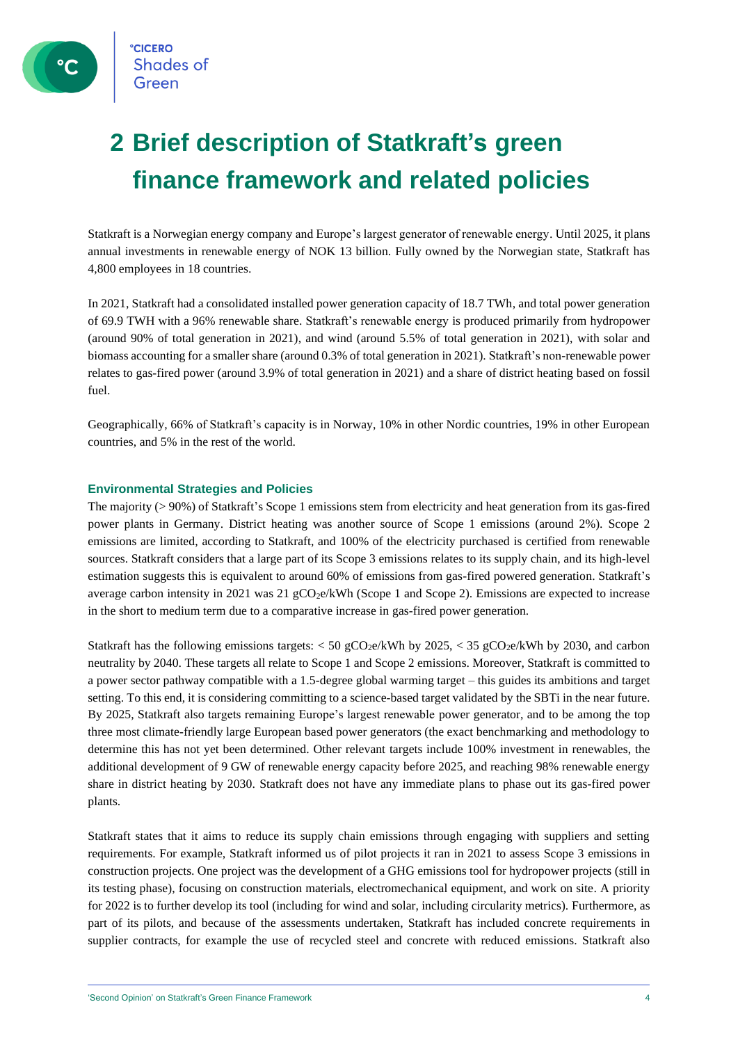# 2 Brief description of Statkraft's green finance framework and related policies

Statkraft is a Norwegian energy company and Europe's largest generator of renewable energy. Until 2025, it plans annual investments in renewable energy of NOK 13 billion. Fully owned by the Norwegian state, Statkraft has 4,800 employees in 18 countries.

In 2021, Statkraft had a consolidated installed power generation capacity of 18.7 TWh, and total power generation of 69.9 TWH with a 96% renewable share. Statkraft's renewable energy is produced primarily from hydropower (around 90% of total generation in 2021), and wind (around 5.5% of total generation in 2021), with solar and biomass accounting for a smaller share (around 0.3% of total generation in 2021). Statkraft's non-renewable power relates to gas-fired power (around 3.9% of total generation in 2021) and a share of district heating based on fossil fuel.

Geographically, 66% of Statkraft's capacity is in Norway, 10% in other Nordic countries, 19% in other European countries, and 5% in the rest of the world.

### Environmental Strategies and Policies

The majority (> 90%) of Statkraft's Scope 1 emissions stem from electricity and heat generation from its gas-fired power plants in Germany. District heating was another source of Scope 1 emissions (around 2%). Scope 2 emissions are limited, according to Statkraft, and 100% of the electricity purchased is certified from renewable sources. Statkraft considers that a large part of its Scope 3 emissions relates to its supply chain, and its high-level estimation suggests this is equivalent to around 60% of emissions from gas-fired powered generation. Statkraft's average carbon intensity in 2021 was 21 $gCO_2e/kWh$ (Scope 1 and Scope 2). Emissions are expected to increase in the short to medium term due to a comparative increase in gas-fired power generation.

Statkraft has the following emissions targets: < 50 $gCO_2e/kWh$ by 2025, < 35 $gCO_2e/kWh$ by 2030, and carbon neutrality by 2040. These targets all relate to Scope 1 and Scope 2 emissions. Moreover, Statkraft is committed to a power sector pathway compatible with a 1.5-degree global warming target – this guides its ambitions and target setting. To this end, it is considering committing to a science-based target validated by the SBTi in the near future. By 2025, Statkraft also targets remaining Europe's largest renewable power generator, and to be among the top three most climate-friendly large European based power generators (the exact benchmarking and methodology to determine this has not yet been determined. Other relevant targets include 100% investment in renewables, the additional development of 9 GW of renewable energy capacity before 2025, and reaching 98% renewable energy share in district heating by 2030. Statkraft does not have any immediate plans to phase out its gas-fired power plants.

Statkraft states that it aims to reduce its supply chain emissions through engaging with suppliers and setting requirements. For example, Statkraft informed us of pilot projects it ran in 2021 to assess Scope 3 emissions in construction projects. One project was the development of a GHG emissions tool for hydropower projects (still in its testing phase), focusing on construction materials, electromechanical equipment, and work on site. A priority for 2022 is to further develop its tool (including for wind and solar, including circularity metrics). Furthermore, as part of its pilots, and because of the assessments undertaken, Statkraft has included concrete requirements in supplier contracts, for example the use of recycled steel and concrete with reduced emissions. Statkraft also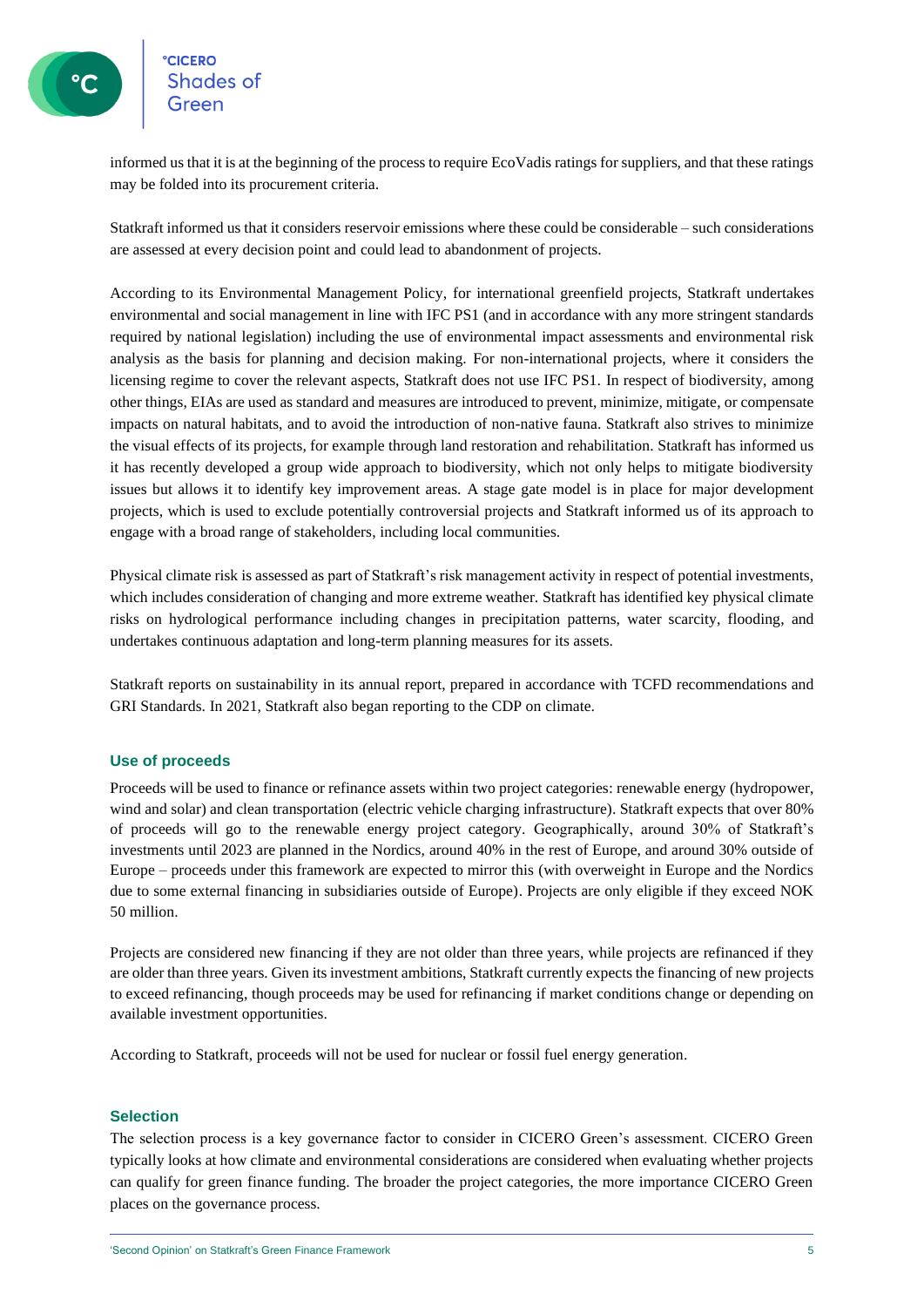informed us that it is at the beginning of the process to require EcoVadis ratings for suppliers, and that these ratings may be folded into its procurement criteria.

Statkraft informed us that it considers reservoir emissions where these could be considerable – such considerations are assessed at every decision point and could lead to abandonment of projects.

According to its Environmental Management Policy, for international greenfield projects, Statkraft undertakes environmental and social management in line with IFC PS1 (and in accordance with any more stringent standards required by national legislation) including the use of environmental impact assessments and environmental risk analysis as the basis for planning and decision making. For non-international projects, where it considers the licensing regime to cover the relevant aspects, Statkraft does not use IFC PS1. In respect of biodiversity, among other things, EIAs are used as standard and measures are introduced to prevent, minimize, mitigate, or compensate impacts on natural habitats, and to avoid the introduction of non-native fauna. Statkraft also strives to minimize the visual effects of its projects, for example through land restoration and rehabilitation. Statkraft has informed us it has recently developed a group wide approach to biodiversity, which not only helps to mitigate biodiversity issues but allows it to identify key improvement areas. A stage gate model is in place for major development projects, which is used to exclude potentially controversial projects and Statkraft informed us of its approach to engage with a broad range of stakeholders, including local communities.

Physical climate risk is assessed as part of Statkraft's risk management activity in respect of potential investments, which includes consideration of changing and more extreme weather. Statkraft has identified key physical climate risks on hydrological performance including changes in precipitation patterns, water scarcity, flooding, and undertakes continuous adaptation and long-term planning measures for its assets.

Statkraft reports on sustainability in its annual report, prepared in accordance with TCFD recommendations and GRI Standards. In 2021, Statkraft also began reporting to the CDP on climate.

### Use of proceeds

Proceeds will be used to finance or refinance assets within two project categories: renewable energy (hydropower, wind and solar) and clean transportation (electric vehicle charging infrastructure). Statkraft expects that over 80% of proceeds will go to the renewable energy project category. Geographically, around 30% of Statkraft's investments until 2023 are planned in the Nordics, around 40% in the rest of Europe, and around 30% outside of Europe – proceeds under this framework are expected to mirror this (with overweight in Europe and the Nordics due to some external financing in subsidiaries outside of Europe). Projects are only eligible if they exceed NOK 50 million.

Projects are considered new financing if they are not older than three years, while projects are refinanced if they are older than three years. Given its investment ambitions, Statkraft currently expects the financing of new projects to exceed refinancing, though proceeds may be used for refinancing if market conditions change or depending on available investment opportunities.

According to Statkraft, proceeds will not be used for nuclear or fossil fuel energy generation.

### Selection

The selection process is a key governance factor to consider in CICERO Green's assessment. CICERO Green typically looks at how climate and environmental considerations are considered when evaluating whether projects can qualify for green finance funding. The broader the project categories, the more importance CICERO Green places on the governance process.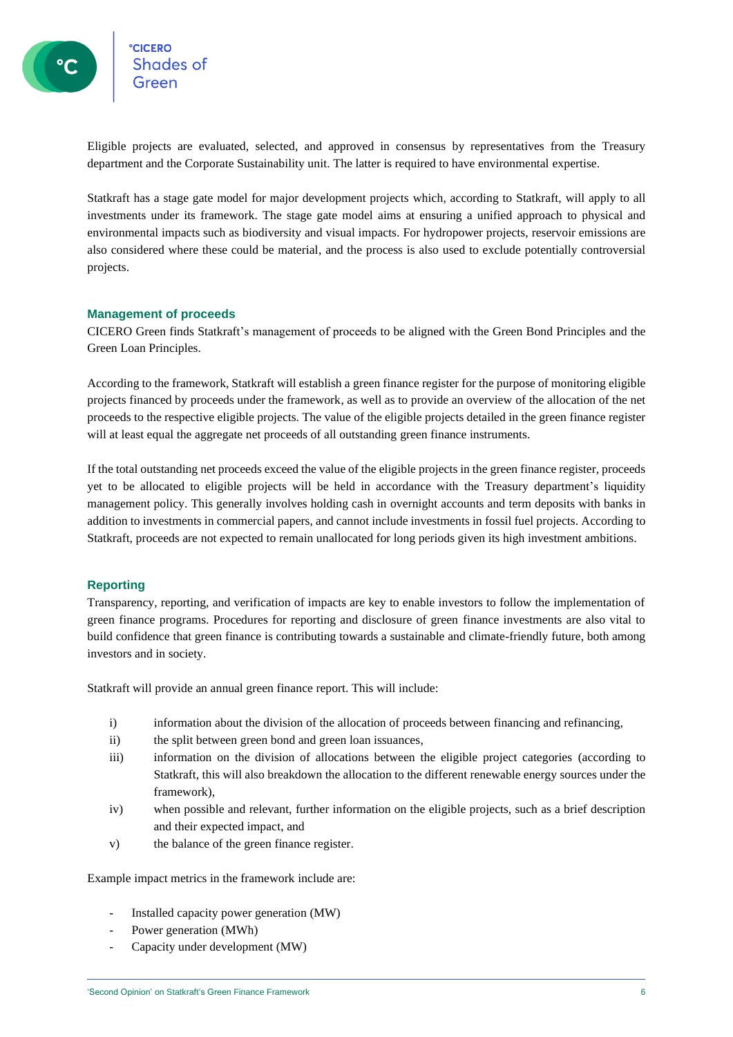Eligible projects are evaluated, selected, and approved in consensus by representatives from the Treasury department and the Corporate Sustainability unit. The latter is required to have environmental expertise.

Statkraft has a stage gate model for major development projects which, according to Statkraft, will apply to all investments under its framework. The stage gate model aims at ensuring a unified approach to physical and environmental impacts such as biodiversity and visual impacts. For hydropower projects, reservoir emissions are also considered where these could be material, and the process is also used to exclude potentially controversial projects.

### Management of proceeds

CICERO Green finds Statkraft's management of proceeds to be aligned with the Green Bond Principles and the Green Loan Principles.

According to the framework, Statkraft will establish a green finance register for the purpose of monitoring eligible projects financed by proceeds under the framework, as well as to provide an overview of the allocation of the net proceeds to the respective eligible projects. The value of the eligible projects detailed in the green finance register will at least equal the aggregate net proceeds of all outstanding green finance instruments.

If the total outstanding net proceeds exceed the value of the eligible projects in the green finance register, proceeds yet to be allocated to eligible projects will be held in accordance with the Treasury department's liquidity management policy. This generally involves holding cash in overnight accounts and term deposits with banks in addition to investments in commercial papers, and cannot include investments in fossil fuel projects. According to Statkraft, proceeds are not expected to remain unallocated for long periods given its high investment ambitions.

### Reporting

Transparency, reporting, and verification of impacts are key to enable investors to follow the implementation of green finance programs. Procedures for reporting and disclosure of green finance investments are also vital to build confidence that green finance is contributing towards a sustainable and climate-friendly future, both among investors and in society.

Statkraft will provide an annual green finance report. This will include:

i) information about the division of the allocation of proceeds between financing and refinancing,
ii) the split between green bond and green loan issuances,
iii) information on the division of allocations between the eligible project categories (according to Statkraft, this will also breakdown the allocation to the different renewable energy sources under the framework),
iv) when possible and relevant, further information on the eligible projects, such as a brief description and their expected impact, and
v) the balance of the green finance register.

Example impact metrics in the framework include are:

- Installed capacity power generation (MW)
- Power generation (MWh)
- Capacity under development (MW)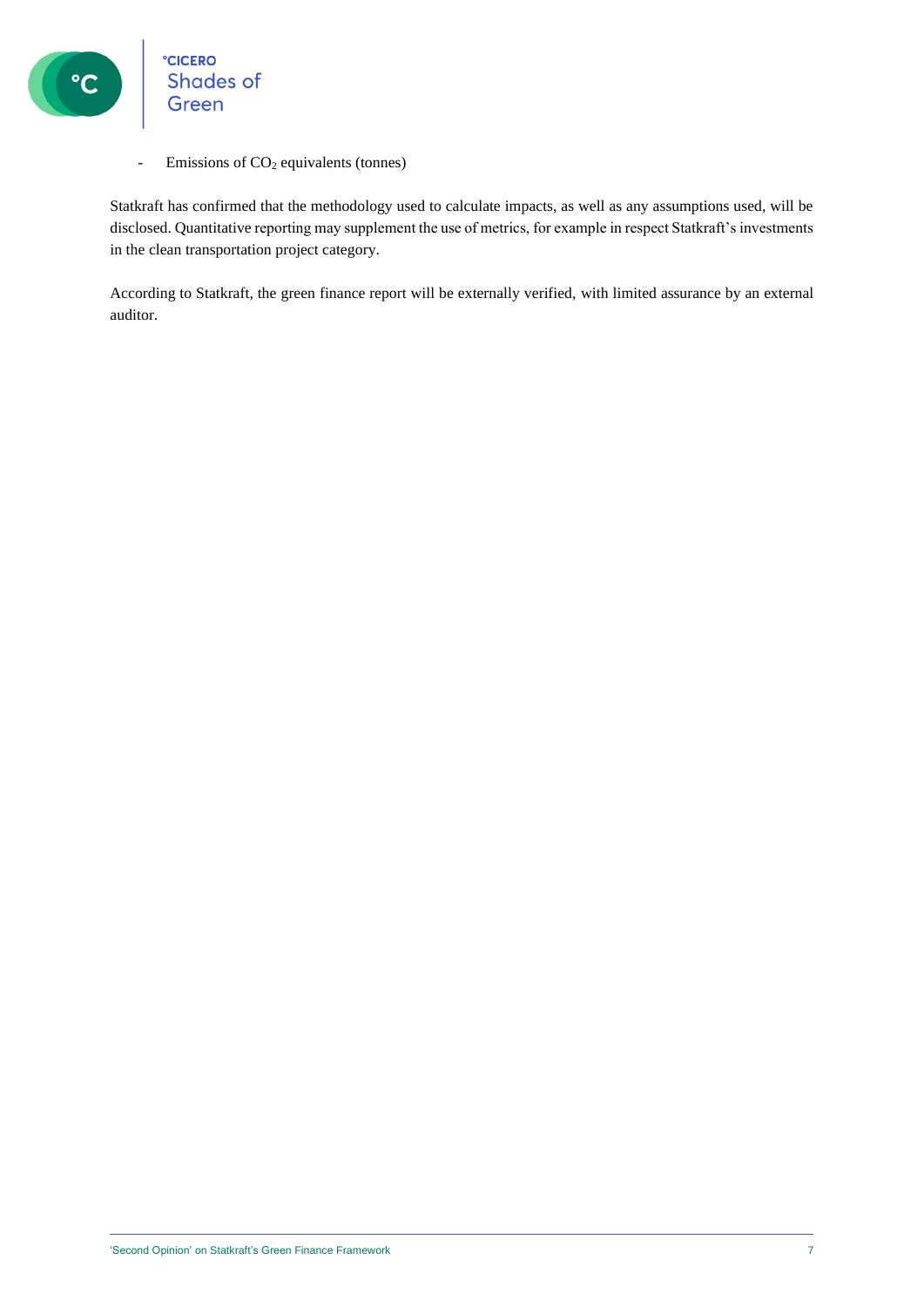- Emissions of $CO_2$ equivalents (tonnes)

Statkraft has confirmed that the methodology used to calculate impacts, as well as any assumptions used, will be disclosed. Quantitative reporting may supplement the use of metrics, for example in respect Statkraft's investments in the clean transportation project category.

According to Statkraft, the green finance report will be externally verified, with limited assurance by an external auditor.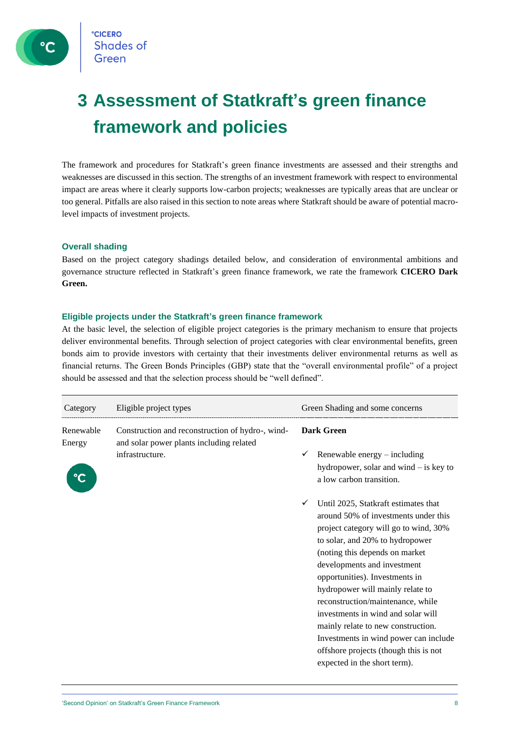# 3 Assessment of Statkraft's green finance framework and policies

The framework and procedures for Statkraft's green finance investments are assessed and their strengths and weaknesses are discussed in this section. The strengths of an investment framework with respect to environmental impact are areas where it clearly supports low-carbon projects; weaknesses are typically areas that are unclear or too general. Pitfalls are also raised in this section to note areas where Statkraft should be aware of potential macro-level impacts of investment projects.

### Overall shading

Based on the project category shadings detailed below, and consideration of environmental ambitions and governance structure reflected in Statkraft's green finance framework, we rate the framework **CICERO Dark Green.**

### Eligible projects under the Statkraft's green finance framework

At the basic level, the selection of eligible project categories is the primary mechanism to ensure that projects deliver environmental benefits. Through selection of project categories with clear environmental benefits, green bonds aim to provide investors with certainty that their investments deliver environmental returns as well as financial returns. The Green Bonds Principles (GBP) state that the "overall environmental profile" of a project should be assessed and that the selection process should be "well defined".

| Category | Eligible project types | Green Shading and some concerns |
|---|---|---|
| Renewable Energy | Construction and reconstruction of hydro-, wind- and solar power plants including related infrastructure. | **Dark Green**<br><br>✓ Renewable energy – including hydropower, solar and wind – is key to a low carbon transition.<br><br>✓ Until 2025, Statkraft estimates that around 50% of investments under this project category will go to wind, 30% to solar, and 20% to hydropower (noting this depends on market developments and investment opportunities). Investments in hydropower will mainly relate to reconstruction/maintenance, while investments in wind and solar will mainly relate to new construction. Investments in wind power can include offshore projects (though this is not expected in the short term). |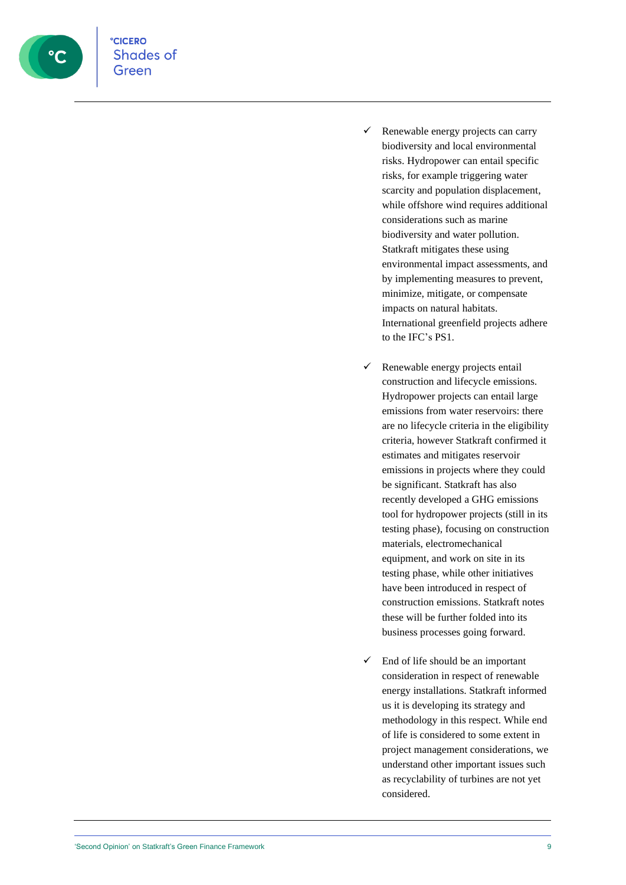- ✓ Renewable energy projects can carry biodiversity and local environmental risks. Hydropower can entail specific risks, for example triggering water scarcity and population displacement, while offshore wind requires additional considerations such as marine biodiversity and water pollution. Statkraft mitigates these using environmental impact assessments, and by implementing measures to prevent, minimize, mitigate, or compensate impacts on natural habitats. International greenfield projects adhere to the IFC's PS1.

- ✓ Renewable energy projects entail construction and lifecycle emissions. Hydropower projects can entail large emissions from water reservoirs: there are no lifecycle criteria in the eligibility criteria, however Statkraft confirmed it estimates and mitigates reservoir emissions in projects where they could be significant. Statkraft has also recently developed a GHG emissions tool for hydropower projects (still in its testing phase), focusing on construction materials, electromechanical equipment, and work on site in its testing phase, while other initiatives have been introduced in respect of construction emissions. Statkraft notes these will be further folded into its business processes going forward.

- ✓ End of life should be an important consideration in respect of renewable energy installations. Statkraft informed us it is developing its strategy and methodology in this respect. While end of life is considered to some extent in project management considerations, we understand other important issues such as recyclability of turbines are not yet considered.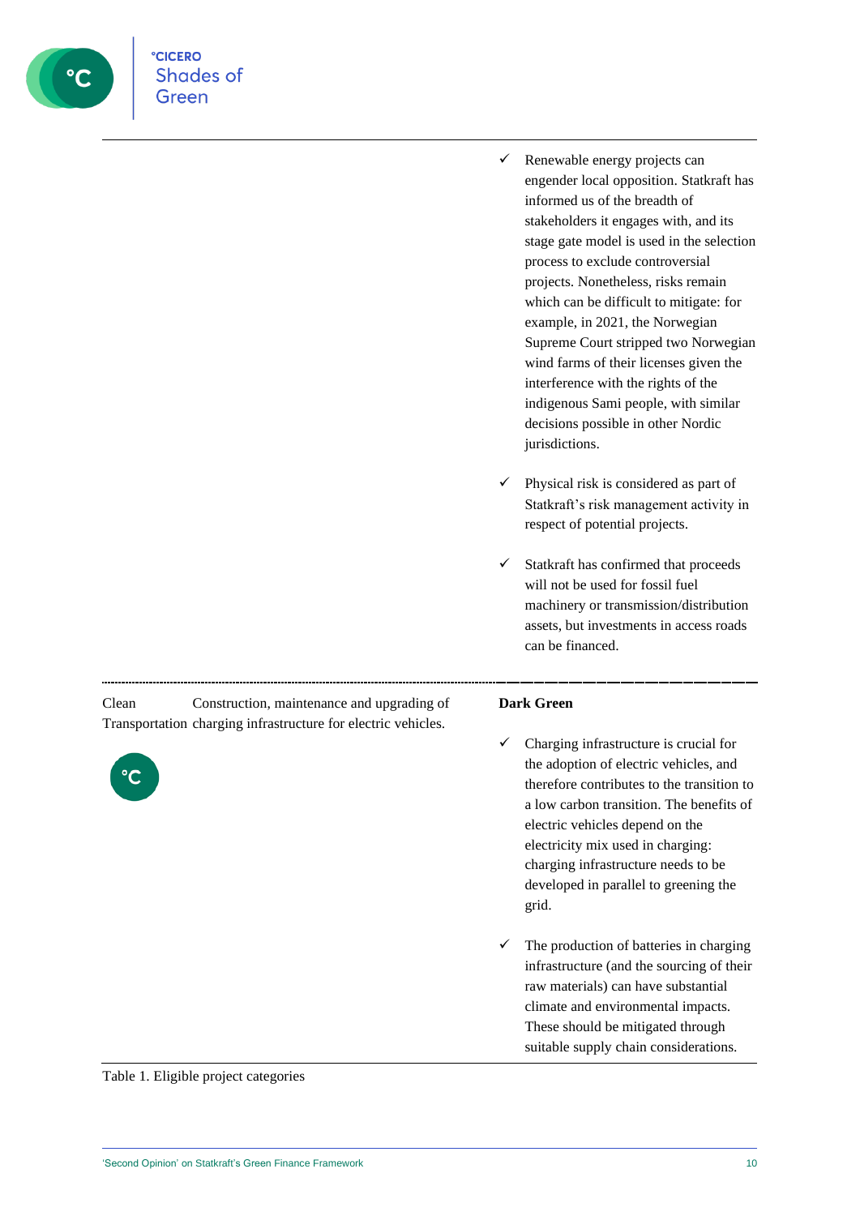| Category | Eligible project types | Green Shading and some concerns |
|---|---|---|
| | | ✓ Renewable energy projects can engender local opposition. Statkraft has informed us of the breadth of stakeholders it engages with, and its stage gate model is used in the selection process to exclude controversial projects. Nonetheless, risks remain which can be difficult to mitigate: for example, in 2021, the Norwegian Supreme Court stripped two Norwegian wind farms of their licenses given the interference with the rights of the indigenous Sami people, with similar decisions possible in other Nordic jurisdictions.<br><br>✓ Physical risk is considered as part of Statkraft's risk management activity in respect of potential projects.<br><br>✓ Statkraft has confirmed that proceeds will not be used for fossil fuel machinery or transmission/distribution assets, but investments in access roads can be financed. |
| Clean Transportation | Construction, maintenance and upgrading of charging infrastructure for electric vehicles. | **Dark Green**<br><br>✓ Charging infrastructure is crucial for the adoption of electric vehicles, and therefore contributes to the transition to a low carbon transition. The benefits of electric vehicles depend on the electricity mix used in charging: charging infrastructure needs to be developed in parallel to greening the grid.<br><br>✓ The production of batteries in charging infrastructure (and the sourcing of their raw materials) can have substantial climate and environmental impacts. These should be mitigated through suitable supply chain considerations. |

Table 1. Eligible project categories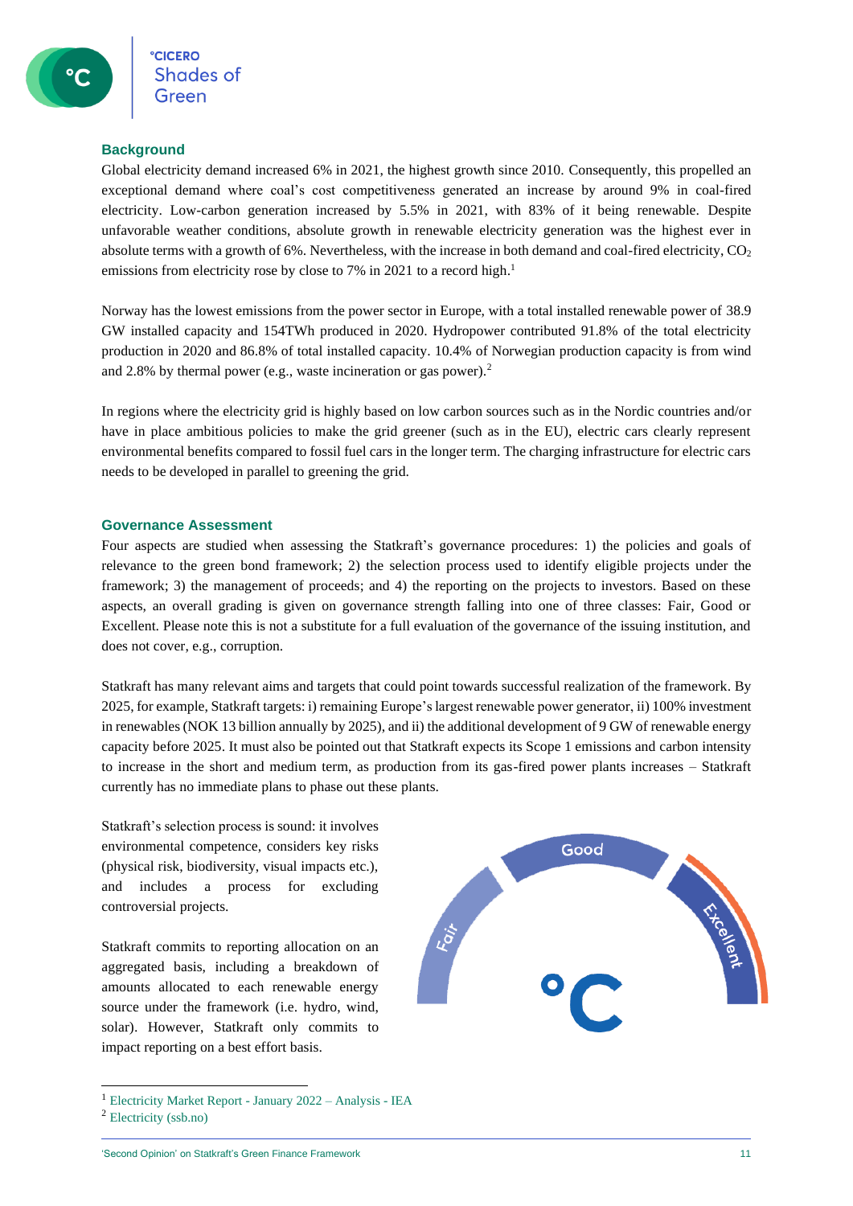## Background

Global electricity demand increased 6% in 2021, the highest growth since 2010. Consequently, this propelled an exceptional demand where coal's cost competitiveness generated an increase by around 9% in coal-fired electricity. Low-carbon generation increased by 5.5% in 2021, with 83% of it being renewable. Despite unfavorable weather conditions, absolute growth in renewable electricity generation was the highest ever in absolute terms with a growth of 6%. Nevertheless, with the increase in both demand and coal-fired electricity, $CO_2$ emissions from electricity rose by close to 7% in 2021 to a record high.[1]

Norway has the lowest emissions from the power sector in Europe, with a total installed renewable power of 38.9 GW installed capacity and 154TWh produced in 2020. Hydropower contributed 91.8% of the total electricity production in 2020 and 86.8% of total installed capacity. 10.4% of Norwegian production capacity is from wind and 2.8% by thermal power (e.g., waste incineration or gas power).[2]

In regions where the electricity grid is highly based on low carbon sources such as in the Nordic countries and/or have in place ambitious policies to make the grid greener (such as in the EU), electric cars clearly represent environmental benefits compared to fossil fuel cars in the longer term. The charging infrastructure for electric cars needs to be developed in parallel to greening the grid.

## Governance Assessment

Four aspects are studied when assessing the Statkraft's governance procedures: 1) the policies and goals of relevance to the green bond framework; 2) the selection process used to identify eligible projects under the framework; 3) the management of proceeds; and 4) the reporting on the projects to investors. Based on these aspects, an overall grading is given on governance strength falling into one of three classes: Fair, Good or Excellent. Please note this is not a substitute for a full evaluation of the governance of the issuing institution, and does not cover, e.g., corruption.

Statkraft has many relevant aims and targets that could point towards successful realization of the framework. By 2025, for example, Statkraft targets: i) remaining Europe's largest renewable power generator, ii) 100% investment in renewables (NOK 13 billion annually by 2025), and ii) the additional development of 9 GW of renewable energy capacity before 2025. It must also be pointed out that Statkraft expects its Scope 1 emissions and carbon intensity to increase in the short and medium term, as production from its gas-fired power plants increases – Statkraft currently has no immediate plans to phase out these plants.

Statkraft's selection process is sound: it involves environmental competence, considers key risks (physical risk, biodiversity, visual impacts etc.), and includes a process for excluding controversial projects.

Statkraft commits to reporting allocation on an aggregated basis, including a breakdown of amounts allocated to each renewable energy source under the framework (i.e. hydro, wind, solar). However, Statkraft only commits to impact reporting on a best effort basis.

Fair — Good — Excellent

---

[1] Electricity Market Report - January 2022 – Analysis - IEA

[2] Electricity (ssb.no)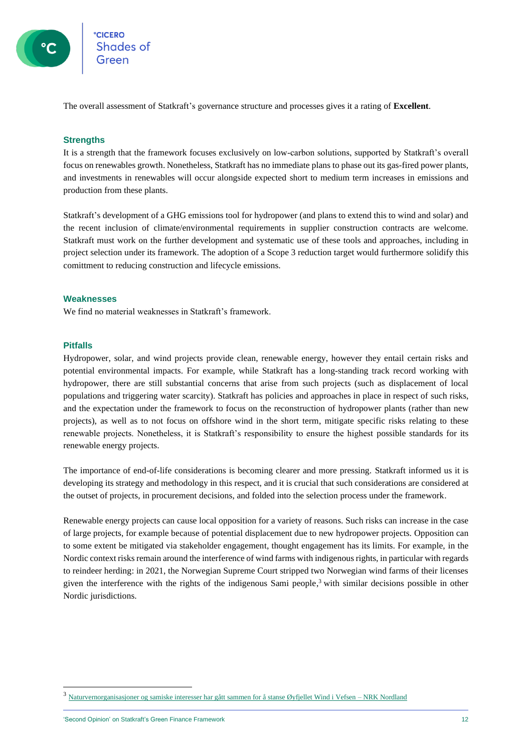The overall assessment of Statkraft's governance structure and processes gives it a rating of **Excellent**.

## Strengths

It is a strength that the framework focuses exclusively on low-carbon solutions, supported by Statkraft's overall focus on renewables growth. Nonetheless, Statkraft has no immediate plans to phase out its gas-fired power plants, and investments in renewables will occur alongside expected short to medium term increases in emissions and production from these plants.

Statkraft's development of a GHG emissions tool for hydropower (and plans to extend this to wind and solar) and the recent inclusion of climate/environmental requirements in supplier construction contracts are welcome. Statkraft must work on the further development and systematic use of these tools and approaches, including in project selection under its framework. The adoption of a Scope 3 reduction target would furthermore solidify this comittment to reducing construction and lifecycle emissions.

## Weaknesses

We find no material weaknesses in Statkraft's framework.

## Pitfalls

Hydropower, solar, and wind projects provide clean, renewable energy, however they entail certain risks and potential environmental impacts. For example, while Statkraft has a long-standing track record working with hydropower, there are still substantial concerns that arise from such projects (such as displacement of local populations and triggering water scarcity). Statkraft has policies and approaches in place in respect of such risks, and the expectation under the framework to focus on the reconstruction of hydropower plants (rather than new projects), as well as to not focus on offshore wind in the short term, mitigate specific risks relating to these renewable projects. Nonetheless, it is Statkraft's responsibility to ensure the highest possible standards for its renewable energy projects.

The importance of end-of-life considerations is becoming clearer and more pressing. Statkraft informed us it is developing its strategy and methodology in this respect, and it is crucial that such considerations are considered at the outset of projects, in procurement decisions, and folded into the selection process under the framework.

Renewable energy projects can cause local opposition for a variety of reasons. Such risks can increase in the case of large projects, for example because of potential displacement due to new hydropower projects. Opposition can to some extent be mitigated via stakeholder engagement, thought engagement has its limits. For example, in the Nordic context risks remain around the interference of wind farms with indigenous rights, in particular with regards to reindeer herding: in 2021, the Norwegian Supreme Court stripped two Norwegian wind farms of their licenses given the interference with the rights of the indigenous Sami people,[3] with similar decisions possible in other Nordic jurisdictions.

---

[3] Naturvernorganisasjoner og samiske interesser har gått sammen for å stanse Øyfjellet Wind i Vefsen – NRK Nordland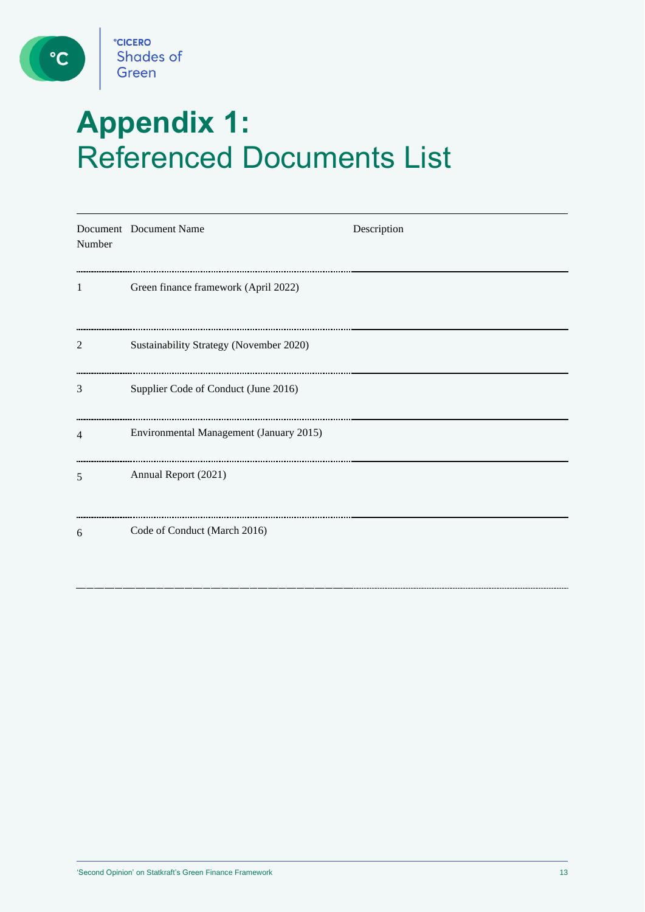# Appendix 1: Referenced Documents List

| Document Number | Document Name | Description |
|---|---|---|
| 1 | Green finance framework (April 2022) | |
| 2 | Sustainability Strategy (November 2020) | |
| 3 | Supplier Code of Conduct (June 2016) | |
| 4 | Environmental Management (January 2015) | |
| 5 | Annual Report (2021) | |
| 6 | Code of Conduct (March 2016) | |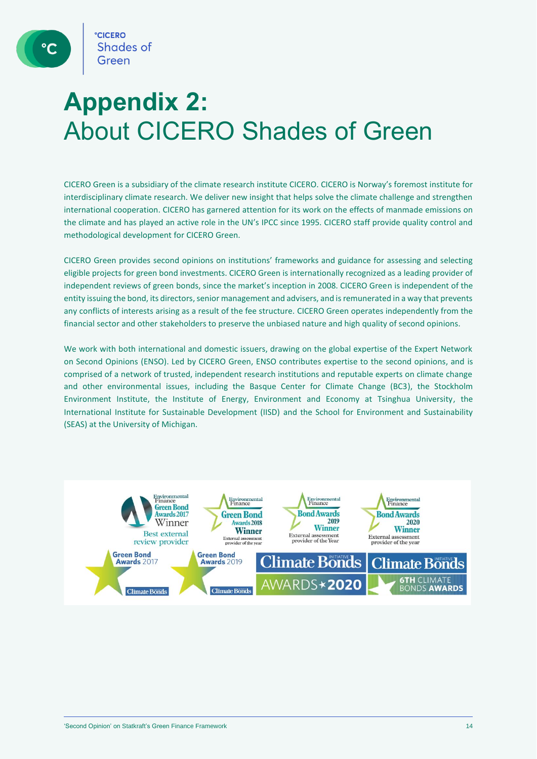# Appendix 2: About CICERO Shades of Green

CICERO Green is a subsidiary of the climate research institute CICERO. CICERO is Norway's foremost institute for interdisciplinary climate research. We deliver new insight that helps solve the climate challenge and strengthen international cooperation. CICERO has garnered attention for its work on the effects of manmade emissions on the climate and has played an active role in the UN's IPCC since 1995. CICERO staff provide quality control and methodological development for CICERO Green.

CICERO Green provides second opinions on institutions' frameworks and guidance for assessing and selecting eligible projects for green bond investments. CICERO Green is internationally recognized as a leading provider of independent reviews of green bonds, since the market's inception in 2008. CICERO Green is independent of the entity issuing the bond, its directors, senior management and advisers, and is remunerated in a way that prevents any conflicts of interests arising as a result of the fee structure. CICERO Green operates independently from the financial sector and other stakeholders to preserve the unbiased nature and high quality of second opinions.

We work with both international and domestic issuers, drawing on the global expertise of the Expert Network on Second Opinions (ENSO). Led by CICERO Green, ENSO contributes expertise to the second opinions, and is comprised of a network of trusted, independent research institutions and reputable experts on climate change and other environmental issues, including the Basque Center for Climate Change (BC3), the Stockholm Environment Institute, the Institute of Energy, Environment and Economy at Tsinghua University, the International Institute for Sustainable Development (IISD) and the School for Environment and Sustainability (SEAS) at the University of Michigan.

Environmental Finance Green Bond Awards 2017 Winner – Best external review provider

Environmental Finance Green Bond Awards 2018 Winner – External assessment provider of the year

Environmental Finance Bond Awards 2019 Winner – External assessment provider of the Year

Environmental Finance Bond Awards 2020 Winner – External assessment provider of the year

Green Bond Awards 2017 – Climate Bonds

Green Bond Awards 2019 – Climate Bonds

Climate Bonds Initiative AWARDS 2020

Climate Bonds Initiative 6TH CLIMATE BONDS AWARDS